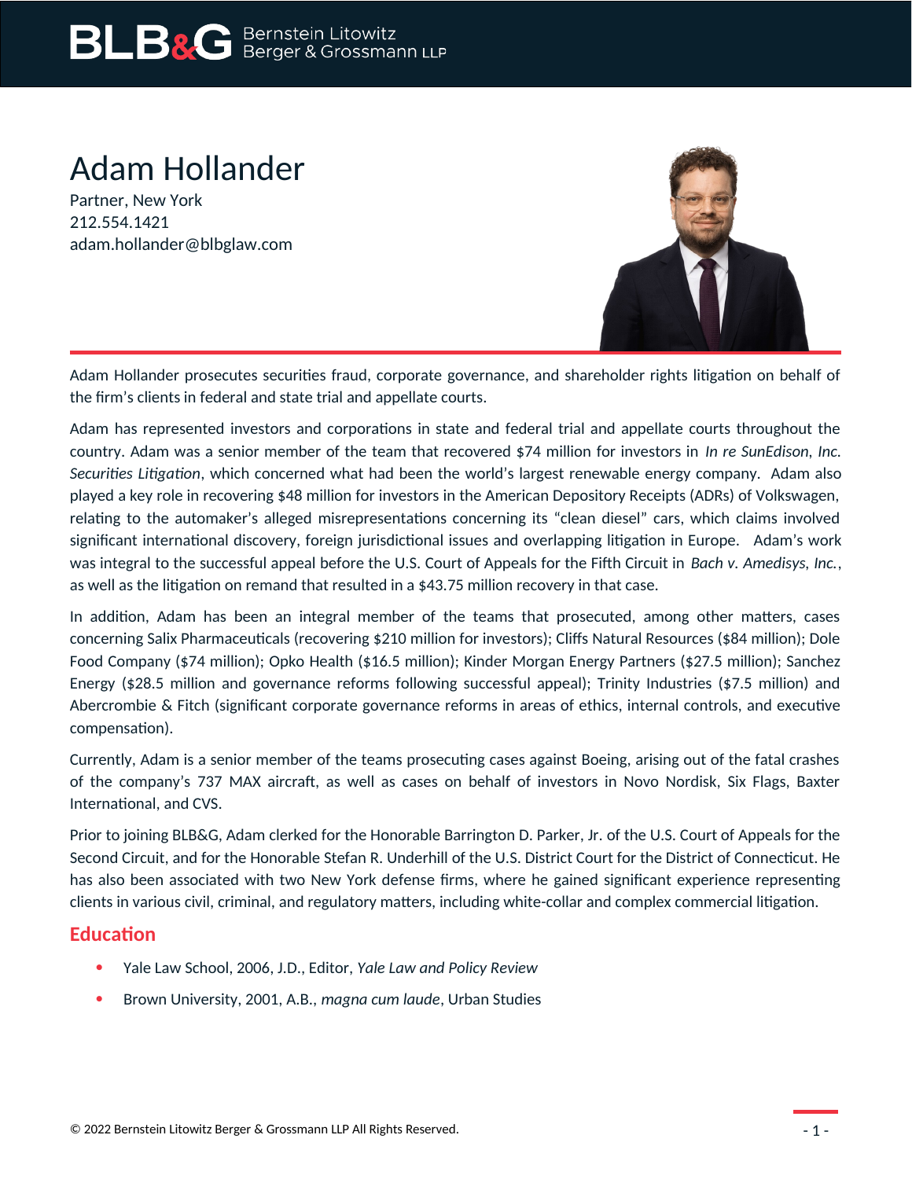# Adam Hollander

Partner, New York
212.554.1421
adam.hollander@blbglaw.com

Adam Hollander prosecutes securities fraud, corporate governance, and shareholder rights litigation on behalf of the firm's clients in federal and state trial and appellate courts.

Adam has represented investors and corporations in state and federal trial and appellate courts throughout the country. Adam was a senior member of the team that recovered $74 million for investors in *In re SunEdison, Inc. Securities Litigation*, which concerned what had been the world's largest renewable energy company. Adam also played a key role in recovering $48 million for investors in the American Depository Receipts (ADRs) of Volkswagen, relating to the automaker's alleged misrepresentations concerning its "clean diesel" cars, which claims involved significant international discovery, foreign jurisdictional issues and overlapping litigation in Europe. Adam's work was integral to the successful appeal before the U.S. Court of Appeals for the Fifth Circuit in *Bach v. Amedisys, Inc.*, as well as the litigation on remand that resulted in a $43.75 million recovery in that case.

In addition, Adam has been an integral member of the teams that prosecuted, among other matters, cases concerning Salix Pharmaceuticals (recovering $210 million for investors); Cliffs Natural Resources ($84 million); Dole Food Company ($74 million); Opko Health ($16.5 million); Kinder Morgan Energy Partners ($27.5 million); Sanchez Energy ($28.5 million and governance reforms following successful appeal); Trinity Industries ($7.5 million) and Abercrombie & Fitch (significant corporate governance reforms in areas of ethics, internal controls, and executive compensation).

Currently, Adam is a senior member of the teams prosecuting cases against Boeing, arising out of the fatal crashes of the company's 737 MAX aircraft, as well as cases on behalf of investors in Novo Nordisk, Six Flags, Baxter International, and CVS.

Prior to joining BLB&G, Adam clerked for the Honorable Barrington D. Parker, Jr. of the U.S. Court of Appeals for the Second Circuit, and for the Honorable Stefan R. Underhill of the U.S. District Court for the District of Connecticut. He has also been associated with two New York defense firms, where he gained significant experience representing clients in various civil, criminal, and regulatory matters, including white-collar and complex commercial litigation.

## Education

- Yale Law School, 2006, J.D., Editor, *Yale Law and Policy Review*
- Brown University, 2001, A.B., *magna cum laude*, Urban Studies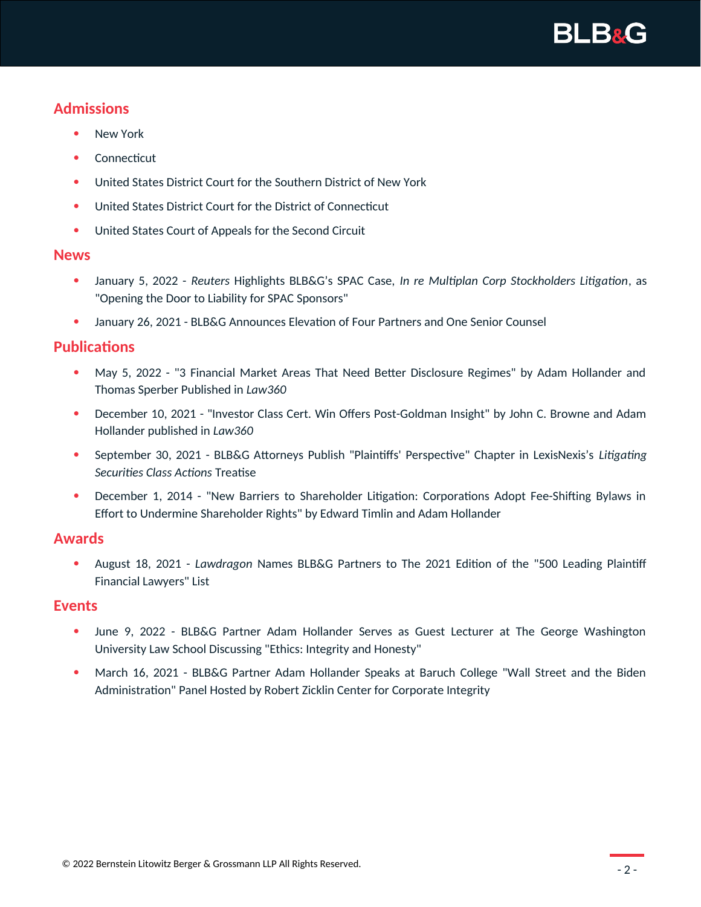## Admissions

- New York
- Connecticut
- United States District Court for the Southern District of New York
- United States District Court for the District of Connecticut
- United States Court of Appeals for the Second Circuit

## News

- January 5, 2022 - *Reuters* Highlights BLB&G's SPAC Case, *In re Multiplan Corp Stockholders Litigation*, as "Opening the Door to Liability for SPAC Sponsors"
- January 26, 2021 - BLB&G Announces Elevation of Four Partners and One Senior Counsel

## Publications

- May 5, 2022 - "3 Financial Market Areas That Need Better Disclosure Regimes" by Adam Hollander and Thomas Sperber Published in *Law360*
- December 10, 2021 - "Investor Class Cert. Win Offers Post-Goldman Insight" by John C. Browne and Adam Hollander published in *Law360*
- September 30, 2021 - BLB&G Attorneys Publish "Plaintiffs' Perspective" Chapter in LexisNexis's *Litigating Securities Class Actions* Treatise
- December 1, 2014 - "New Barriers to Shareholder Litigation: Corporations Adopt Fee-Shifting Bylaws in Effort to Undermine Shareholder Rights" by Edward Timlin and Adam Hollander

## Awards

- August 18, 2021 - *Lawdragon* Names BLB&G Partners to The 2021 Edition of the "500 Leading Plaintiff Financial Lawyers" List

## Events

- June 9, 2022 - BLB&G Partner Adam Hollander Serves as Guest Lecturer at The George Washington University Law School Discussing "Ethics: Integrity and Honesty"
- March 16, 2021 - BLB&G Partner Adam Hollander Speaks at Baruch College "Wall Street and the Biden Administration" Panel Hosted by Robert Zicklin Center for Corporate Integrity

© 2022 Bernstein Litowitz Berger & Grossmann LLP All Rights Reserved.